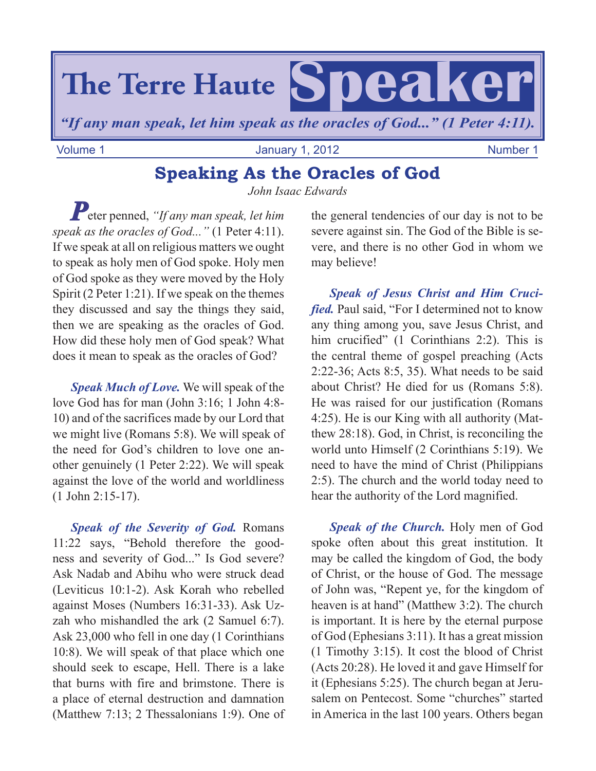# The Terre Haute Speaker

*"If any man speak, let him speak as the oracles of God..." (1 Peter 4:11).*

Volume 1 January 1, 2012 Number 1

## Speaking As the Oracles of God

*John Isaac Edwards*

Peter penned, *"If any man speak, let him speak as the oracles of God..."* (1 Peter 4:11). If we speak at all on religious matters we ought to speak as holy men of God spoke. Holy men of God spoke as they were moved by the Holy Spirit (2 Peter 1:21). If we speak on the themes they discussed and say the things they said, then we are speaking as the oracles of God. How did these holy men of God speak? What does it mean to speak as the oracles of God?

***Speak Much of Love.*** We will speak of the love God has for man (John 3:16; 1 John 4:8-10) and of the sacrifices made by our Lord that we might live (Romans 5:8). We will speak of the need for God's children to love one another genuinely (1 Peter 2:22). We will speak against the love of the world and worldliness (1 John 2:15-17).

***Speak of the Severity of God.*** Romans 11:22 says, "Behold therefore the goodness and severity of God..." Is God severe? Ask Nadab and Abihu who were struck dead (Leviticus 10:1-2). Ask Korah who rebelled against Moses (Numbers 16:31-33). Ask Uzzah who mishandled the ark (2 Samuel 6:7). Ask 23,000 who fell in one day (1 Corinthians 10:8). We will speak of that place which one should seek to escape, Hell. There is a lake that burns with fire and brimstone. There is a place of eternal destruction and damnation (Matthew 7:13; 2 Thessalonians 1:9). One of the general tendencies of our day is not to be severe against sin. The God of the Bible is severe, and there is no other God in whom we may believe!

***Speak of Jesus Christ and Him Crucified.*** Paul said, "For I determined not to know any thing among you, save Jesus Christ, and him crucified" (1 Corinthians 2:2). This is the central theme of gospel preaching (Acts 2:22-36; Acts 8:5, 35). What needs to be said about Christ? He died for us (Romans 5:8). He was raised for our justification (Romans 4:25). He is our King with all authority (Matthew 28:18). God, in Christ, is reconciling the world unto Himself (2 Corinthians 5:19). We need to have the mind of Christ (Philippians 2:5). The church and the world today need to hear the authority of the Lord magnified.

***Speak of the Church.*** Holy men of God spoke often about this great institution. It may be called the kingdom of God, the body of Christ, or the house of God. The message of John was, "Repent ye, for the kingdom of heaven is at hand" (Matthew 3:2). The church is important. It is here by the eternal purpose of God (Ephesians 3:11). It has a great mission (1 Timothy 3:15). It cost the blood of Christ (Acts 20:28). He loved it and gave Himself for it (Ephesians 5:25). The church began at Jerusalem on Pentecost. Some "churches" started in America in the last 100 years. Others began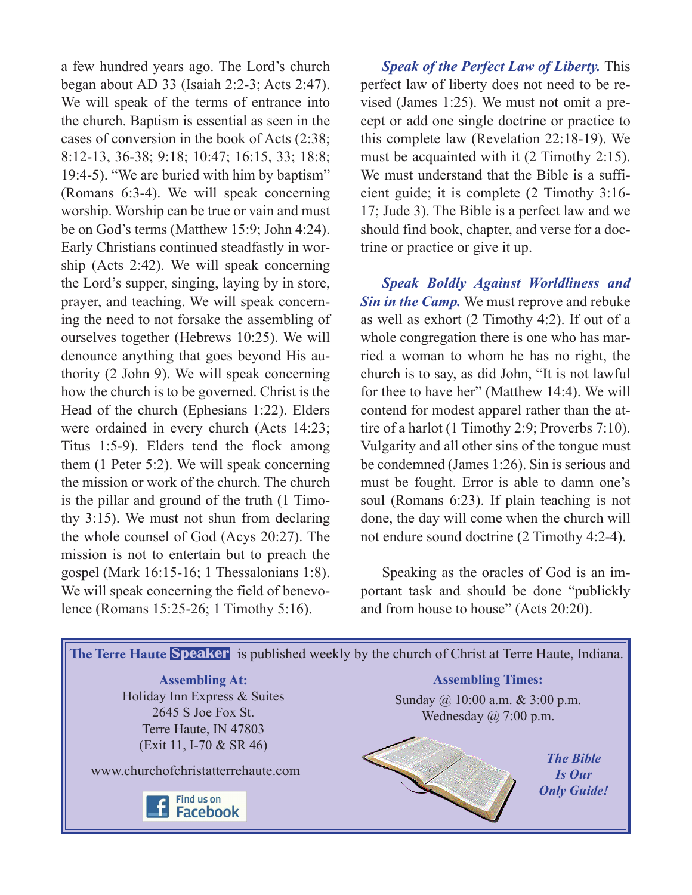a few hundred years ago. The Lord's church began about AD 33 (Isaiah 2:2-3; Acts 2:47). We will speak of the terms of entrance into the church. Baptism is essential as seen in the cases of conversion in the book of Acts (2:38; 8:12-13, 36-38; 9:18; 10:47; 16:15, 33; 18:8; 19:4-5). "We are buried with him by baptism" (Romans 6:3-4). We will speak concerning worship. Worship can be true or vain and must be on God's terms (Matthew 15:9; John 4:24). Early Christians continued steadfastly in worship (Acts 2:42). We will speak concerning the Lord's supper, singing, laying by in store, prayer, and teaching. We will speak concerning the need to not forsake the assembling of ourselves together (Hebrews 10:25). We will denounce anything that goes beyond His authority (2 John 9). We will speak concerning how the church is to be governed. Christ is the Head of the church (Ephesians 1:22). Elders were ordained in every church (Acts 14:23; Titus 1:5-9). Elders tend the flock among them (1 Peter 5:2). We will speak concerning the mission or work of the church. The church is the pillar and ground of the truth (1 Timothy 3:15). We must not shun from declaring the whole counsel of God (Acys 20:27). The mission is not to entertain but to preach the gospel (Mark 16:15-16; 1 Thessalonians 1:8). We will speak concerning the field of benevolence (Romans 15:25-26; 1 Timothy 5:16).

***Speak of the Perfect Law of Liberty.*** This perfect law of liberty does not need to be revised (James 1:25). We must not omit a precept or add one single doctrine or practice to this complete law (Revelation 22:18-19). We must be acquainted with it (2 Timothy 2:15). We must understand that the Bible is a sufficient guide; it is complete (2 Timothy 3:16-17; Jude 3). The Bible is a perfect law and we should find book, chapter, and verse for a doctrine or practice or give it up.

***Speak Boldly Against Worldliness and Sin in the Camp.*** We must reprove and rebuke as well as exhort (2 Timothy 4:2). If out of a whole congregation there is one who has married a woman to whom he has no right, the church is to say, as did John, "It is not lawful for thee to have her" (Matthew 14:4). We will contend for modest apparel rather than the attire of a harlot (1 Timothy 2:9; Proverbs 7:10). Vulgarity and all other sins of the tongue must be condemned (James 1:26). Sin is serious and must be fought. Error is able to damn one's soul (Romans 6:23). If plain teaching is not done, the day will come when the church will not endure sound doctrine (2 Timothy 4:2-4).

Speaking as the oracles of God is an important task and should be done "publickly and from house to house" (Acts 20:20).

---

**The Terre Haute Speaker** is published weekly by the church of Christ at Terre Haute, Indiana.

**Assembling At:**
Holiday Inn Express & Suites
2645 S Joe Fox St.
Terre Haute, IN 47803
(Exit 11, I-70 & SR 46)

www.churchofchristatterrehaute.com

Find us on Facebook

**Assembling Times:**
Sunday @ 10:00 a.m. & 3:00 p.m.
Wednesday @ 7:00 p.m.

***The Bible Is Our Only Guide!***